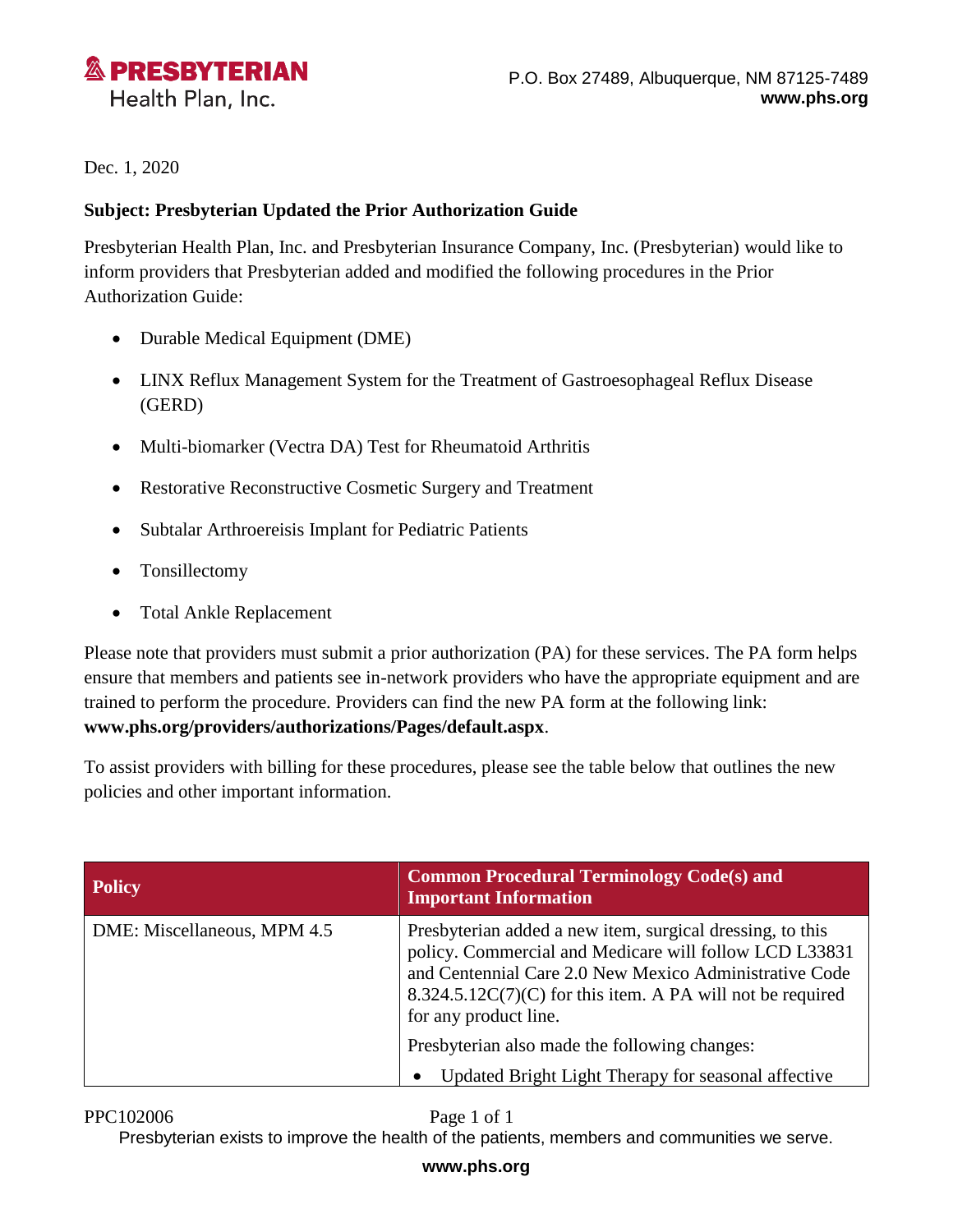**PRESBYTERIAN**
Health Plan, Inc.

P.O. Box 27489, Albuquerque, NM 87125-7489
**www.phs.org**

Dec. 1, 2020

**Subject: Presbyterian Updated the Prior Authorization Guide**

Presbyterian Health Plan, Inc. and Presbyterian Insurance Company, Inc. (Presbyterian) would like to inform providers that Presbyterian added and modified the following procedures in the Prior Authorization Guide:

- Durable Medical Equipment (DME)
- LINX Reflux Management System for the Treatment of Gastroesophageal Reflux Disease (GERD)
- Multi-biomarker (Vectra DA) Test for Rheumatoid Arthritis
- Restorative Reconstructive Cosmetic Surgery and Treatment
- Subtalar Arthroereisis Implant for Pediatric Patients
- Tonsillectomy
- Total Ankle Replacement

Please note that providers must submit a prior authorization (PA) for these services. The PA form helps ensure that members and patients see in-network providers who have the appropriate equipment and are trained to perform the procedure. Providers can find the new PA form at the following link: **www.phs.org/providers/authorizations/Pages/default.aspx**.

To assist providers with billing for these procedures, please see the table below that outlines the new policies and other important information.

| Policy | Common Procedural Terminology Code(s) and Important Information |
|---|---|
| DME: Miscellaneous, MPM 4.5 | Presbyterian added a new item, surgical dressing, to this policy. Commercial and Medicare will follow LCD L33831 and Centennial Care 2.0 New Mexico Administrative Code 8.324.5.12C(7)(C) for this item. A PA will not be required for any product line.<br><br>Presbyterian also made the following changes:<br><br>• Updated Bright Light Therapy for seasonal affective |

PPC102006

Presbyterian exists to improve the health of the patients, members and communities we serve.

**www.phs.org**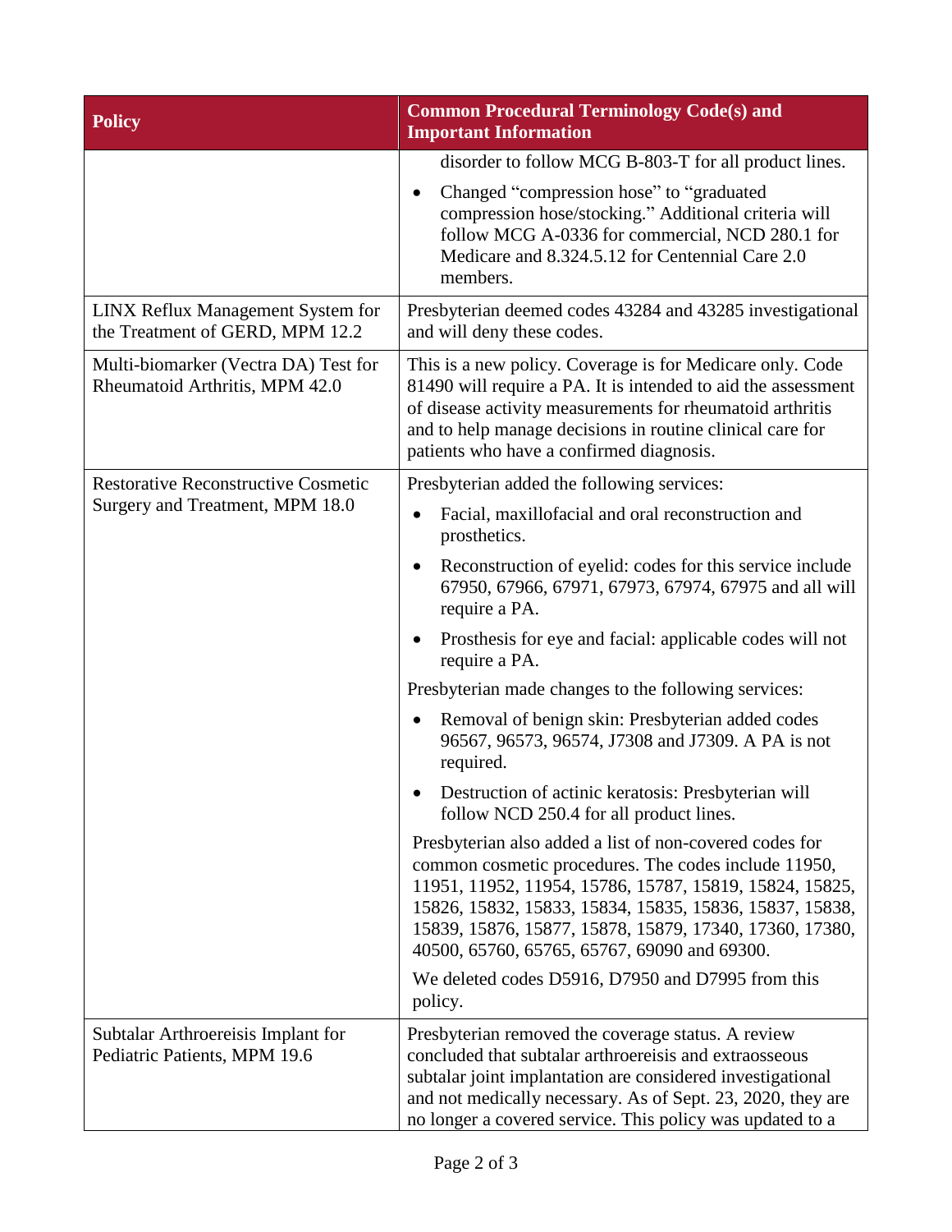| Policy | Common Procedural Terminology Code(s) and Important Information |
|---|---|
| | disorder to follow MCG B-803-T for all product lines.<br>• Changed "compression hose" to "graduated compression hose/stocking." Additional criteria will follow MCG A-0336 for commercial, NCD 280.1 for Medicare and 8.324.5.12 for Centennial Care 2.0 members. |
| LINX Reflux Management System for the Treatment of GERD, MPM 12.2 | Presbyterian deemed codes 43284 and 43285 investigational and will deny these codes. |
| Multi-biomarker (Vectra DA) Test for Rheumatoid Arthritis, MPM 42.0 | This is a new policy. Coverage is for Medicare only. Code 81490 will require a PA. It is intended to aid the assessment of disease activity measurements for rheumatoid arthritis and to help manage decisions in routine clinical care for patients who have a confirmed diagnosis. |
| Restorative Reconstructive Cosmetic Surgery and Treatment, MPM 18.0 | Presbyterian added the following services:<br>• Facial, maxillofacial and oral reconstruction and prosthetics.<br>• Reconstruction of eyelid: codes for this service include 67950, 67966, 67971, 67973, 67974, 67975 and all will require a PA.<br>• Prosthesis for eye and facial: applicable codes will not require a PA.<br>Presbyterian made changes to the following services:<br>• Removal of benign skin: Presbyterian added codes 96567, 96573, 96574, J7308 and J7309. A PA is not required.<br>• Destruction of actinic keratosis: Presbyterian will follow NCD 250.4 for all product lines.<br>Presbyterian also added a list of non-covered codes for common cosmetic procedures. The codes include 11950, 11951, 11952, 11954, 15786, 15787, 15819, 15824, 15825, 15826, 15832, 15833, 15834, 15835, 15836, 15837, 15838, 15839, 15876, 15877, 15878, 15879, 17340, 17360, 17380, 40500, 65760, 65765, 65767, 69090 and 69300.<br>We deleted codes D5916, D7950 and D7995 from this policy. |
| Subtalar Arthroereisis Implant for Pediatric Patients, MPM 19.6 | Presbyterian removed the coverage status. A review concluded that subtalar arthroereisis and extraosseous subtalar joint implantation are considered investigational and not medically necessary. As of Sept. 23, 2020, they are no longer a covered service. This policy was updated to a |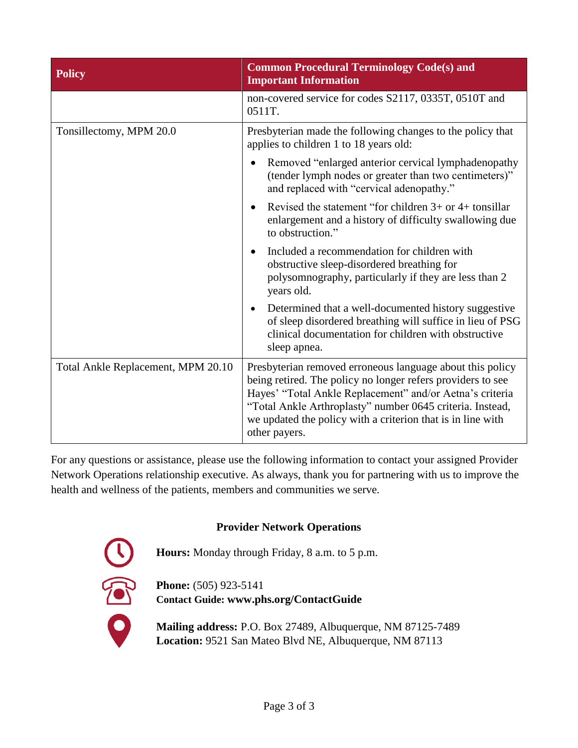| Policy | Common Procedural Terminology Code(s) and Important Information |
|---|---|
| | non-covered service for codes S2117, 0335T, 0510T and 0511T. |
| Tonsillectomy, MPM 20.0 | Presbyterian made the following changes to the policy that applies to children 1 to 18 years old:<br>• Removed "enlarged anterior cervical lymphadenopathy (tender lymph nodes or greater than two centimeters)" and replaced with "cervical adenopathy."<br>• Revised the statement "for children 3+ or 4+ tonsillar enlargement and a history of difficulty swallowing due to obstruction."<br>• Included a recommendation for children with obstructive sleep-disordered breathing for polysomnography, particularly if they are less than 2 years old.<br>• Determined that a well-documented history suggestive of sleep disordered breathing will suffice in lieu of PSG clinical documentation for children with obstructive sleep apnea. |
| Total Ankle Replacement, MPM 20.10 | Presbyterian removed erroneous language about this policy being retired. The policy no longer refers providers to see Hayes' "Total Ankle Replacement" and/or Aetna's criteria "Total Ankle Arthroplasty" number 0645 criteria. Instead, we updated the policy with a criterion that is in line with other payers. |

For any questions or assistance, please use the following information to contact your assigned Provider Network Operations relationship executive. As always, thank you for partnering with us to improve the health and wellness of the patients, members and communities we serve.

**Provider Network Operations**

**Hours:** Monday through Friday, 8 a.m. to 5 p.m.

**Phone:** (505) 923-5141
**Contact Guide: www.phs.org/ContactGuide**

**Mailing address:** P.O. Box 27489, Albuquerque, NM 87125-7489
**Location:** 9521 San Mateo Blvd NE, Albuquerque, NM 87113